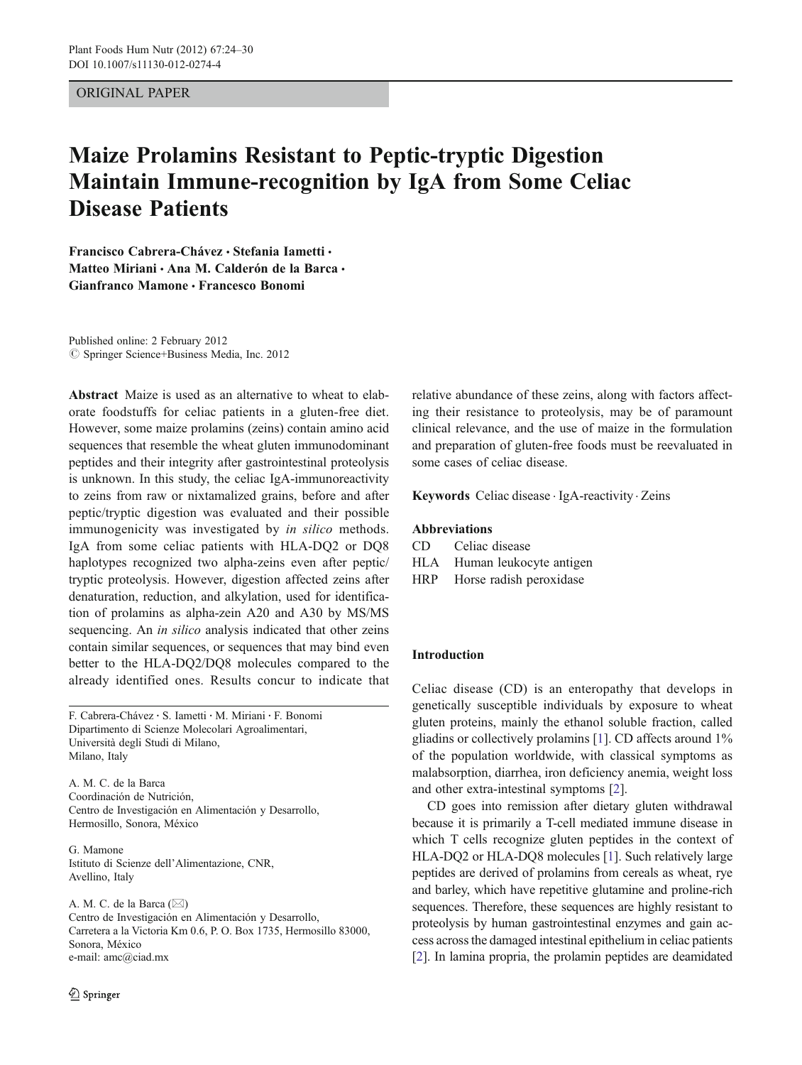ORIGINAL PAPER

# Maize Prolamins Resistant to Peptic-tryptic Digestion Maintain Immune-recognition by IgA from Some Celiac Disease Patients

**Francisco Cabrera-Chávez · Stefania Iametti · Matteo Miriani · Ana M. Calderón de la Barca · Gianfranco Mamone · Francesco Bonomi**

Published online: 2 February 2012
© Springer Science+Business Media, Inc. 2012

**Abstract** Maize is used as an alternative to wheat to elaborate foodstuffs for celiac patients in a gluten-free diet. However, some maize prolamins (zeins) contain amino acid sequences that resemble the wheat gluten immunodominant peptides and their integrity after gastrointestinal proteolysis is unknown. In this study, the celiac IgA-immunoreactivity to zeins from raw or nixtamalized grains, before and after peptic/tryptic digestion was evaluated and their possible immunogenicity was investigated by *in silico* methods. IgA from some celiac patients with HLA-DQ2 or DQ8 haplotypes recognized two alpha-zeins even after peptic/tryptic proteolysis. However, digestion affected zeins after denaturation, reduction, and alkylation, used for identification of prolamins as alpha-zein A20 and A30 by MS/MS sequencing. An *in silico* analysis indicated that other zeins contain similar sequences, or sequences that may bind even better to the HLA-DQ2/DQ8 molecules compared to the already identified ones. Results concur to indicate that relative abundance of these zeins, along with factors affecting their resistance to proteolysis, may be of paramount clinical relevance, and the use of maize in the formulation and preparation of gluten-free foods must be reevaluated in some cases of celiac disease.

**Keywords** Celiac disease · IgA-reactivity · Zeins

**Abbreviations**

CD Celiac disease
HLA Human leukocyte antigen
HRP Horse radish peroxidase

F. Cabrera-Chávez · S. Iametti · M. Miriani · F. Bonomi
Dipartimento di Scienze Molecolari Agroalimentari, Università degli Studi di Milano, Milano, Italy

A. M. C. de la Barca
Coordinación de Nutrición, Centro de Investigación en Alimentación y Desarrollo, Hermosillo, Sonora, México

G. Mamone
Istituto di Scienze dell'Alimentazione, CNR, Avellino, Italy

A. M. C. de la Barca (✉)
Centro de Investigación en Alimentación y Desarrollo, Carretera a la Victoria Km 0.6, P. O. Box 1735, Hermosillo 83000, Sonora, México
e-mail: amc@ciad.mx

## Introduction

Celiac disease (CD) is an enteropathy that develops in genetically susceptible individuals by exposure to wheat gluten proteins, mainly the ethanol soluble fraction, called gliadins or collectively prolamins [1]. CD affects around 1% of the population worldwide, with classical symptoms as malabsorption, diarrhea, iron deficiency anemia, weight loss and other extra-intestinal symptoms [2].

CD goes into remission after dietary gluten withdrawal because it is primarily a T-cell mediated immune disease in which T cells recognize gluten peptides in the context of HLA-DQ2 or HLA-DQ8 molecules [1]. Such relatively large peptides are derived of prolamins from cereals as wheat, rye and barley, which have repetitive glutamine and proline-rich sequences. Therefore, these sequences are highly resistant to proteolysis by human gastrointestinal enzymes and gain access across the damaged intestinal epithelium in celiac patients [2]. In lamina propria, the prolamin peptides are deamidated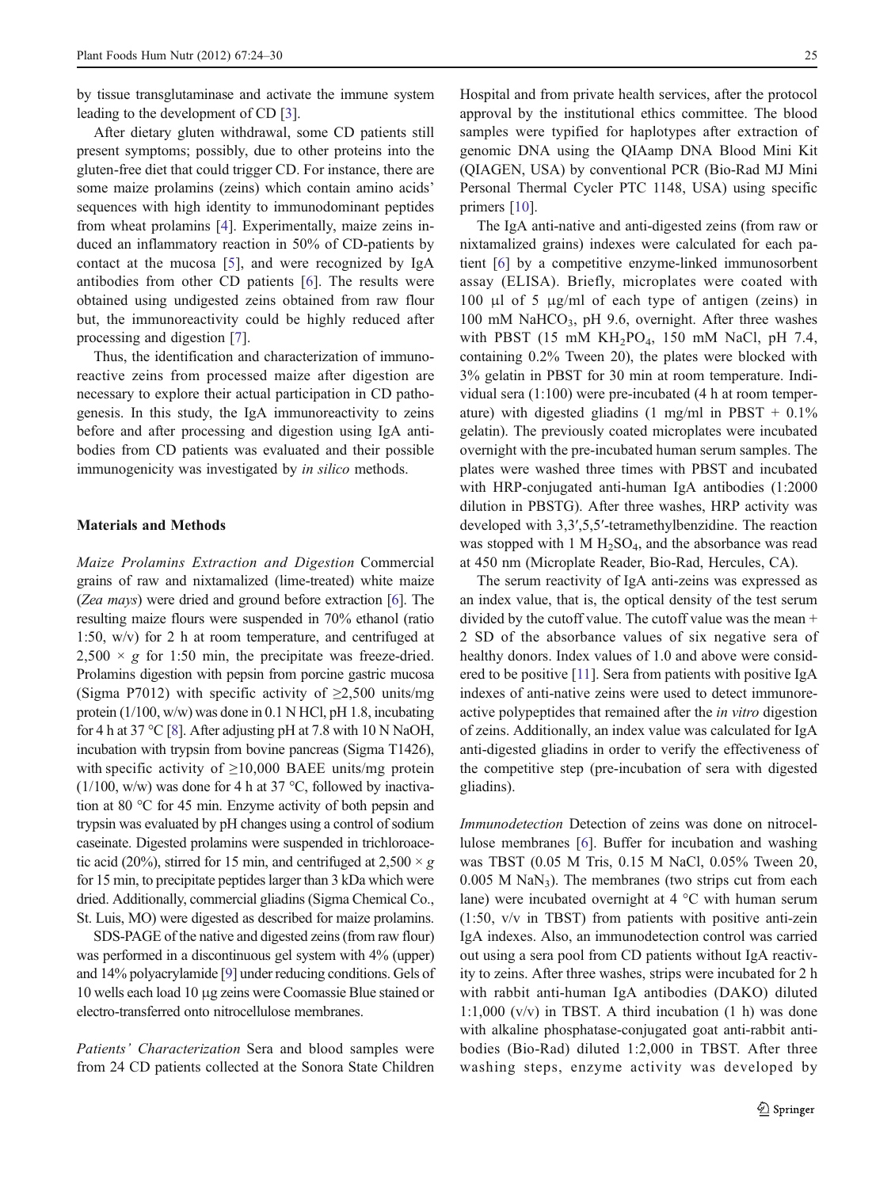by tissue transglutaminase and activate the immune system leading to the development of CD [3].

After dietary gluten withdrawal, some CD patients still present symptoms; possibly, due to other proteins into the gluten-free diet that could trigger CD. For instance, there are some maize prolamins (zeins) which contain amino acids' sequences with high identity to immunodominant peptides from wheat prolamins [4]. Experimentally, maize zeins induced an inflammatory reaction in 50% of CD-patients by contact at the mucosa [5], and were recognized by IgA antibodies from other CD patients [6]. The results were obtained using undigested zeins obtained from raw flour but, the immunoreactivity could be highly reduced after processing and digestion [7].

Thus, the identification and characterization of immunoreactive zeins from processed maize after digestion are necessary to explore their actual participation in CD pathogenesis. In this study, the IgA immunoreactivity to zeins before and after processing and digestion using IgA antibodies from CD patients was evaluated and their possible immunogenicity was investigated by *in silico* methods.

## Materials and Methods

*Maize Prolamins Extraction and Digestion* Commercial grains of raw and nixtamalized (lime-treated) white maize (*Zea mays*) were dried and ground before extraction [6]. The resulting maize flours were suspended in 70% ethanol (ratio 1:50, w/v) for 2 h at room temperature, and centrifuged at $2{,}500 \times g$ for 1:50 min, the precipitate was freeze-dried. Prolamins digestion with pepsin from porcine gastric mucosa (Sigma P7012) with specific activity of ≥2,500 units/mg protein (1/100, w/w) was done in 0.1 N HCl, pH 1.8, incubating for 4 h at 37 °C [8]. After adjusting pH at 7.8 with 10 N NaOH, incubation with trypsin from bovine pancreas (Sigma T1426), with specific activity of ≥10,000 BAEE units/mg protein (1/100, w/w) was done for 4 h at 37 °C, followed by inactivation at 80 °C for 45 min. Enzyme activity of both pepsin and trypsin was evaluated by pH changes using a control of sodium caseinate. Digested prolamins were suspended in trichloroacetic acid (20%), stirred for 15 min, and centrifuged at $2{,}500 \times g$ for 15 min, to precipitate peptides larger than 3 kDa which were dried. Additionally, commercial gliadins (Sigma Chemical Co., St. Luis, MO) were digested as described for maize prolamins.

SDS-PAGE of the native and digested zeins (from raw flour) was performed in a discontinuous gel system with 4% (upper) and 14% polyacrylamide [9] under reducing conditions. Gels of 10 wells each load 10 μg zeins were Coomassie Blue stained or electro-transferred onto nitrocellulose membranes.

*Patients' Characterization* Sera and blood samples were from 24 CD patients collected at the Sonora State Children Hospital and from private health services, after the protocol approval by the institutional ethics committee. The blood samples were typified for haplotypes after extraction of genomic DNA using the QIAamp DNA Blood Mini Kit (QIAGEN, USA) by conventional PCR (Bio-Rad MJ Mini Personal Thermal Cycler PTC 1148, USA) using specific primers [10].

The IgA anti-native and anti-digested zeins (from raw or nixtamalized grains) indexes were calculated for each patient [6] by a competitive enzyme-linked immunosorbent assay (ELISA). Briefly, microplates were coated with 100 μl of 5 μg/ml of each type of antigen (zeins) in 100 mM $NaHCO_3$, pH 9.6, overnight. After three washes with PBST (15 mM $KH_2PO_4$, 150 mM NaCl, pH 7.4, containing 0.2% Tween 20), the plates were blocked with 3% gelatin in PBST for 30 min at room temperature. Individual sera (1:100) were pre-incubated (4 h at room temperature) with digested gliadins (1 mg/ml in PBST + 0.1% gelatin). The previously coated microplates were incubated overnight with the pre-incubated human serum samples. The plates were washed three times with PBST and incubated with HRP-conjugated anti-human IgA antibodies (1:2000 dilution in PBSTG). After three washes, HRP activity was developed with 3,3′,5,5′-tetramethylbenzidine. The reaction was stopped with 1 M $H_2SO_4$, and the absorbance was read at 450 nm (Microplate Reader, Bio-Rad, Hercules, CA).

The serum reactivity of IgA anti-zeins was expressed as an index value, that is, the optical density of the test serum divided by the cutoff value. The cutoff value was the mean + 2 SD of the absorbance values of six negative sera of healthy donors. Index values of 1.0 and above were considered to be positive [11]. Sera from patients with positive IgA indexes of anti-native zeins were used to detect immunoreactive polypeptides that remained after the *in vitro* digestion of zeins. Additionally, an index value was calculated for IgA anti-digested gliadins in order to verify the effectiveness of the competitive step (pre-incubation of sera with digested gliadins).

*Immunodetection* Detection of zeins was done on nitrocellulose membranes [6]. Buffer for incubation and washing was TBST (0.05 M Tris, 0.15 M NaCl, 0.05% Tween 20, 0.005 M $NaN_3$). The membranes (two strips cut from each lane) were incubated overnight at 4 °C with human serum (1:50, v/v in TBST) from patients with positive anti-zein IgA indexes. Also, an immunodetection control was carried out using a sera pool from CD patients without IgA reactivity to zeins. After three washes, strips were incubated for 2 h with rabbit anti-human IgA antibodies (DAKO) diluted 1:1,000 (v/v) in TBST. A third incubation (1 h) was done with alkaline phosphatase-conjugated goat anti-rabbit antibodies (Bio-Rad) diluted 1:2,000 in TBST. After three washing steps, enzyme activity was developed by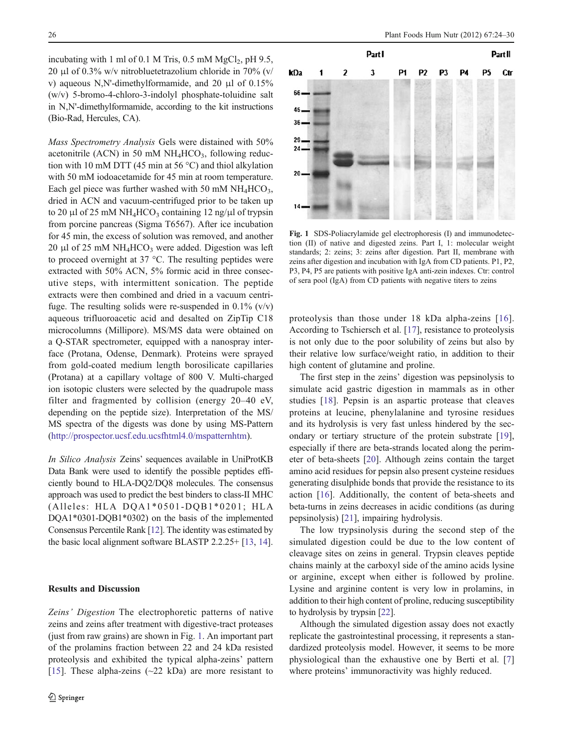incubating with 1 ml of 0.1 M Tris, 0.5 mM $MgCl_2$, pH 9.5, 20 μl of 0.3% w/v nitrobluetetrazolium chloride in 70% (v/v) aqueous N,N'-dimethylformamide, and 20 μl of 0.15% (w/v) 5-bromo-4-chloro-3-indolyl phosphate-toluidine salt in N,N'-dimethylformamide, according to the kit instructions (Bio-Rad, Hercules, CA).

*Mass Spectrometry Analysis* Gels were distained with 50% acetonitrile (ACN) in 50 mM $NH_4HCO_3$, following reduction with 10 mM DTT (45 min at 56 °C) and thiol alkylation with 50 mM iodoacetamide for 45 min at room temperature. Each gel piece was further washed with 50 mM $NH_4HCO_3$, dried in ACN and vacuum-centrifuged prior to be taken up to 20 μl of 25 mM $NH_4HCO_3$ containing 12 ng/μl of trypsin from porcine pancreas (Sigma T6567). After ice incubation for 45 min, the excess of solution was removed, and another 20 μl of 25 mM $NH_4HCO_3$ were added. Digestion was left to proceed overnight at 37 °C. The resulting peptides were extracted with 50% ACN, 5% formic acid in three consecutive steps, with intermittent sonication. The peptide extracts were then combined and dried in a vacuum centrifuge. The resulting solids were re-suspended in 0.1% (v/v) aqueous trifluoroacetic acid and desalted on ZipTip C18 microcolumns (Millipore). MS/MS data were obtained on a Q-STAR spectrometer, equipped with a nanospray interface (Protana, Odense, Denmark). Proteins were sprayed from gold-coated medium length borosilicate capillaries (Protana) at a capillary voltage of 800 V. Multi-charged ion isotopic clusters were selected by the quadrupole mass filter and fragmented by collision (energy 20–40 eV, depending on the peptide size). Interpretation of the MS/MS spectra of the digests was done by using MS-Pattern (http://prospector.ucsf.edu.ucsfhtml4.0/mspatternhtm).

*In Silico Analysis* Zeins' sequences available in UniProtKB Data Bank were used to identify the possible peptides efficiently bound to HLA-DQ2/DQ8 molecules. The consensus approach was used to predict the best binders to class-II MHC (Alleles: HLA DQA1*0501-DQB1*0201; HLA DQA1*0301-DQB1*0302) on the basis of the implemented Consensus Percentile Rank [12]. The identity was estimated by the basic local alignment software BLASTP 2.2.25+ [13, 14].

## Results and Discussion

*Zeins' Digestion* The electrophoretic patterns of native zeins and zeins after treatment with digestive-tract proteases (just from raw grains) are shown in Fig. 1. An important part of the prolamins fraction between 22 and 24 kDa resisted proteolysis and exhibited the typical alpha-zeins' pattern [15]. These alpha-zeins (~22 kDa) are more resistant to proteolysis than those under 18 kDa alpha-zeins [16]. According to Tschiersch et al. [17], resistance to proteolysis is not only due to the poor solubility of zeins but also by their relative low surface/weight ratio, in addition to their high content of glutamine and proline.

Fig. 1 SDS-Poliacrylamide gel electrophoresis (I) and immunodetection (II) of native and digested zeins. Part I, 1: molecular weight standards; 2: zeins; 3: zeins after digestion. Part II, membrane with zeins after digestion and incubation with IgA from CD patients. P1, P2, P3, P4, P5 are patients with positive IgA anti-zein indexes. Ctr: control of sera pool (IgA) from CD patients with negative titers to zeins

The first step in the zeins' digestion was pepsinolysis to simulate acid gastric digestion in mammals as in other studies [18]. Pepsin is an aspartic protease that cleaves proteins at leucine, phenylalanine and tyrosine residues and its hydrolysis is very fast unless hindered by the secondary or tertiary structure of the protein substrate [19], especially if there are beta-strands located along the perimeter of beta-sheets [20]. Although zeins contain the target amino acid residues for pepsin also present cysteine residues generating disulphide bonds that provide the resistance to its action [16]. Additionally, the content of beta-sheets and beta-turns in zeins decreases in acidic conditions (as during pepsinolysis) [21], impairing hydrolysis.

The low trypsinolysis during the second step of the simulated digestion could be due to the low content of cleavage sites on zeins in general. Trypsin cleaves peptide chains mainly at the carboxyl side of the amino acids lysine or arginine, except when either is followed by proline. Lysine and arginine content is very low in prolamins, in addition to their high content of proline, reducing susceptibility to hydrolysis by trypsin [22].

Although the simulated digestion assay does not exactly replicate the gastrointestinal processing, it represents a standardized proteolysis model. However, it seems to be more physiological than the exhaustive one by Berti et al. [7] where proteins' immunoractivity was highly reduced.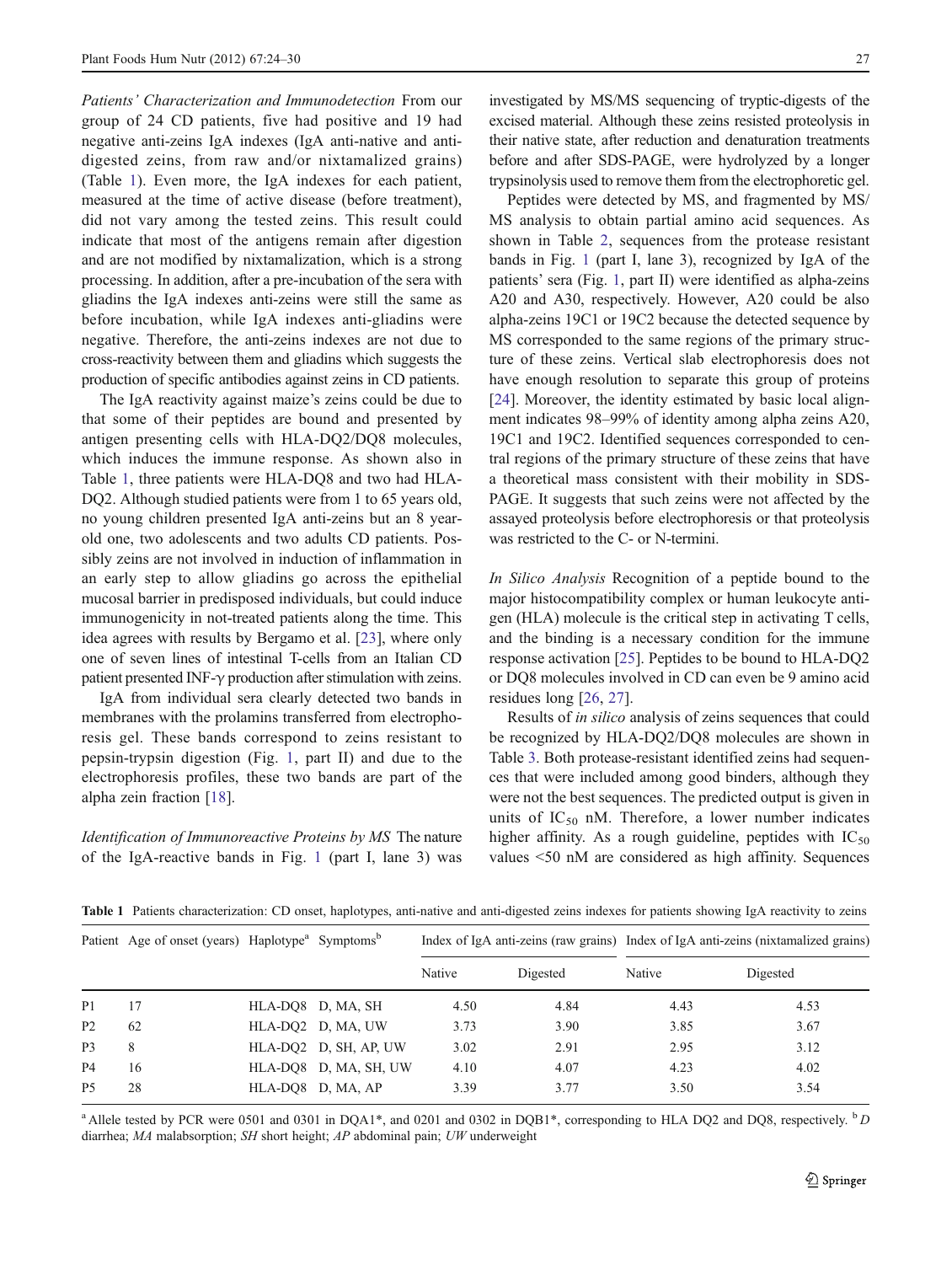*Patients' Characterization and Immunodetection* From our group of 24 CD patients, five had positive and 19 had negative anti-zeins IgA indexes (IgA anti-native and anti-digested zeins, from raw and/or nixtamalized grains) (Table 1). Even more, the IgA indexes for each patient, measured at the time of active disease (before treatment), did not vary among the tested zeins. This result could indicate that most of the antigens remain after digestion and are not modified by nixtamalization, which is a strong processing. In addition, after a pre-incubation of the sera with gliadins the IgA indexes anti-zeins were still the same as before incubation, while IgA indexes anti-gliadins were negative. Therefore, the anti-zeins indexes are not due to cross-reactivity between them and gliadins which suggests the production of specific antibodies against zeins in CD patients.

The IgA reactivity against maize's zeins could be due to that some of their peptides are bound and presented by antigen presenting cells with HLA-DQ2/DQ8 molecules, which induces the immune response. As shown also in Table 1, three patients were HLA-DQ8 and two had HLA-DQ2. Although studied patients were from 1 to 65 years old, no young children presented IgA anti-zeins but an 8 year-old one, two adolescents and two adults CD patients. Possibly zeins are not involved in induction of inflammation in an early step to allow gliadins go across the epithelial mucosal barrier in predisposed individuals, but could induce immunogenicity in not-treated patients along the time. This idea agrees with results by Bergamo et al. [23], where only one of seven lines of intestinal T-cells from an Italian CD patient presented INF-γ production after stimulation with zeins.

IgA from individual sera clearly detected two bands in membranes with the prolamins transferred from electrophoresis gel. These bands correspond to zeins resistant to pepsin-trypsin digestion (Fig. 1, part II) and due to the electrophoresis profiles, these two bands are part of the alpha zein fraction [18].

*Identification of Immunoreactive Proteins by MS* The nature of the IgA-reactive bands in Fig. 1 (part I, lane 3) was investigated by MS/MS sequencing of tryptic-digests of the excised material. Although these zeins resisted proteolysis in their native state, after reduction and denaturation treatments before and after SDS-PAGE, were hydrolyzed by a longer trypsinolysis used to remove them from the electrophoretic gel.

Peptides were detected by MS, and fragmented by MS/MS analysis to obtain partial amino acid sequences. As shown in Table 2, sequences from the protease resistant bands in Fig. 1 (part I, lane 3), recognized by IgA of the patients' sera (Fig. 1, part II) were identified as alpha-zeins A20 and A30, respectively. However, A20 could be also alpha-zeins 19C1 or 19C2 because the detected sequence by MS corresponded to the same regions of the primary structure of these zeins. Vertical slab electrophoresis does not have enough resolution to separate this group of proteins [24]. Moreover, the identity estimated by basic local alignment indicates 98–99% of identity among alpha zeins A20, 19C1 and 19C2. Identified sequences corresponded to central regions of the primary structure of these zeins that have a theoretical mass consistent with their mobility in SDS-PAGE. It suggests that such zeins were not affected by the assayed proteolysis before electrophoresis or that proteolysis was restricted to the C- or N-termini.

*In Silico Analysis* Recognition of a peptide bound to the major histocompatibility complex or human leukocyte antigen (HLA) molecule is the critical step in activating T cells, and the binding is a necessary condition for the immune response activation [25]. Peptides to be bound to HLA-DQ2 or DQ8 molecules involved in CD can even be 9 amino acid residues long [26, 27].

Results of *in silico* analysis of zeins sequences that could be recognized by HLA-DQ2/DQ8 molecules are shown in Table 3. Both protease-resistant identified zeins had sequences that were included among good binders, although they were not the best sequences. The predicted output is given in units of $IC_{50}$ nM. Therefore, a lower number indicates higher affinity. As a rough guideline, peptides with $IC_{50}$ values <50 nM are considered as high affinity. Sequences

**Table 1** Patients characterization: CD onset, haplotypes, anti-native and anti-digested zeins indexes for patients showing IgA reactivity to zeins

| Patient | Age of onset (years) | Haplotype[a] | Symptoms[b] | Index of IgA anti-zeins (raw grains) | | Index of IgA anti-zeins (nixtamalized grains) | |
|---|---|---|---|---|---|---|---|
| | | | | Native | Digested | Native | Digested |
| P1 | 17 | HLA-DQ8 | D, MA, SH | 4.50 | 4.84 | 4.43 | 4.53 |
| P2 | 62 | HLA-DQ2 | D, MA, UW | 3.73 | 3.90 | 3.85 | 3.67 |
| P3 | 8 | HLA-DQ2 | D, SH, AP, UW | 3.02 | 2.91 | 2.95 | 3.12 |
| P4 | 16 | HLA-DQ8 | D, MA, SH, UW | 4.10 | 4.07 | 4.23 | 4.02 |
| P5 | 28 | HLA-DQ8 | D, MA, AP | 3.39 | 3.77 | 3.50 | 3.54 |

[a] Allele tested by PCR were 0501 and 0301 in DQA1*, and 0201 and 0302 in DQB1*, corresponding to HLA DQ2 and DQ8, respectively. [b] *D* diarrhea; *MA* malabsorption; *SH* short height; *AP* abdominal pain; *UW* underweight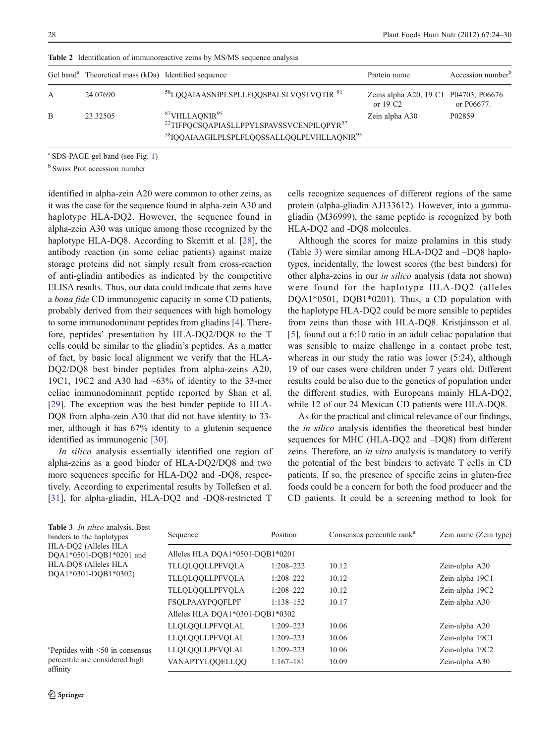**Table 2** Identification of immunoreactive zeins by MS/MS sequence analysis

| Gel band[a] | Theoretical mass (kDa) | Identified sequence | Protein name | Accession number[b] |
|---|---|---|---|---|
| A | 24.07690 | [58]LQQAIAASNIPLSPLLFQQSPALSLVQSLVQTIR [91] | Zeins alpha A20, 19 C1 or 19 C2 | P04703, P06676 or P06677. |
| B | 23.32505 | [87]VHLLAQNIR[95] | Zein alpha A30 | P02859 |
| | | [22]TIFPQCSQAPIASLLPPYLSPAVSSVCENPILQPYR[57] | | |
| | | [58]IQQAIAAGILPLSPLFLQQSSALLQQLPLVHLLAQNIR[95] | | |

[a] SDS-PAGE gel band (see Fig. 1)

[b] Swiss Prot accession number

identified in alpha-zein A20 were common to other zeins, as it was the case for the sequence found in alpha-zein A30 and haplotype HLA-DQ2. However, the sequence found in alpha-zein A30 was unique among those recognized by the haplotype HLA-DQ8. According to Skerritt et al. [28], the antibody reaction (in some celiac patients) against maize storage proteins did not simply result from cross-reaction of anti-gliadin antibodies as indicated by the competitive ELISA results. Thus, our data could indicate that zeins have a *bona fide* CD immunogenic capacity in some CD patients, probably derived from their sequences with high homology to some immunodominant peptides from gliadins [4]. Therefore, peptides' presentation by HLA-DQ2/DQ8 to the T cells could be similar to the gliadin's peptides. As a matter of fact, by basic local alignment we verify that the HLA-DQ2/DQ8 best binder peptides from alpha-zeins A20, 19C1, 19C2 and A30 had ~63% of identity to the 33-mer celiac immunodominant peptide reported by Shan et al. [29]. The exception was the best binder peptide to HLA-DQ8 from alpha-zein A30 that did not have identity to 33-mer, although it has 67% identity to a glutenin sequence identified as immunogenic [30].

*In silico* analysis essentially identified one region of alpha-zeins as a good binder of HLA-DQ2/DQ8 and two more sequences specific for HLA-DQ2 and -DQ8, respectively. According to experimental results by Tollefsen et al. [31], for alpha-gliadin, HLA-DQ2 and -DQ8-restricted T cells recognize sequences of different regions of the same protein (alpha-gliadin AJ133612). However, into a gamma-gliadin (M36999), the same peptide is recognized by both HLA-DQ2 and -DQ8 molecules.

Although the scores for maize prolamins in this study (Table 3) were similar among HLA-DQ2 and –DQ8 haplotypes, incidentally, the lowest scores (the best binders) for other alpha-zeins in our *in silico* analysis (data not shown) were found for the haplotype HLA-DQ2 (alleles DQA1*0501, DQB1*0201). Thus, a CD population with the haplotype HLA-DQ2 could be more sensible to peptides from zeins than those with HLA-DQ8. Kristjánsson et al. [5], found out a 6:10 ratio in an adult celiac population that was sensible to maize challenge in a contact probe test, whereas in our study the ratio was lower (5:24), although 19 of our cases were children under 7 years old. Different results could be also due to the genetics of population under the different studies, with Europeans mainly HLA-DQ2, while 12 of our 24 Mexican CD patients were HLA-DQ8.

As for the practical and clinical relevance of our findings, the *in silico* analysis identifies the theoretical best binder sequences for MHC (HLA-DQ2 and –DQ8) from different zeins. Therefore, an *in vitro* analysis is mandatory to verify the potential of the best binders to activate T cells in CD patients. If so, the presence of specific zeins in gluten-free foods could be a concern for both the food producer and the CD patients. It could be a screening method to look for

**Table 3** *In silico* analysis. Best binders to the haplotypes HLA-DQ2 (Alleles HLA DQA1*0501-DQB1*0201 and HLA-DQ8 (Alleles HLA DQA1*0301-DQB1*0302)

| Sequence | Position | Consensus percentile rank[a] | Zein name (Zein type) |
|---|---|---|---|
| Alleles HLA DQA1*0501-DQB1*0201 | | | |
| TLLQLQQLLPFVQLA | 1:208–222 | 10.12 | Zein-alpha A20 |
| TLLQLQQLLPFVQLA | 1:208–222 | 10.12 | Zein-alpha 19C1 |
| TLLQLQQLLPFVQLA | 1:208–222 | 10.12 | Zein-alpha 19C2 |
| FSQLPAAYPQQFLPF | 1:138–152 | 10.17 | Zein-alpha A30 |
| Alleles HLA DQA1*0301-DQB1*0302 | | | |
| LLQLQQLLPFVQLAL | 1:209–223 | 10.06 | Zein-alpha A20 |
| LLQLQQLLPFVQLAL | 1:209–223 | 10.06 | Zein-alpha 19C1 |
| LLQLQQLLPFVQLAL | 1:209–223 | 10.06 | Zein-alpha 19C2 |
| VANAPTYLQQELLQQ | 1:167–181 | 10.09 | Zein-alpha A30 |

[a] Peptides with <50 in consensus percentile are considered high affinity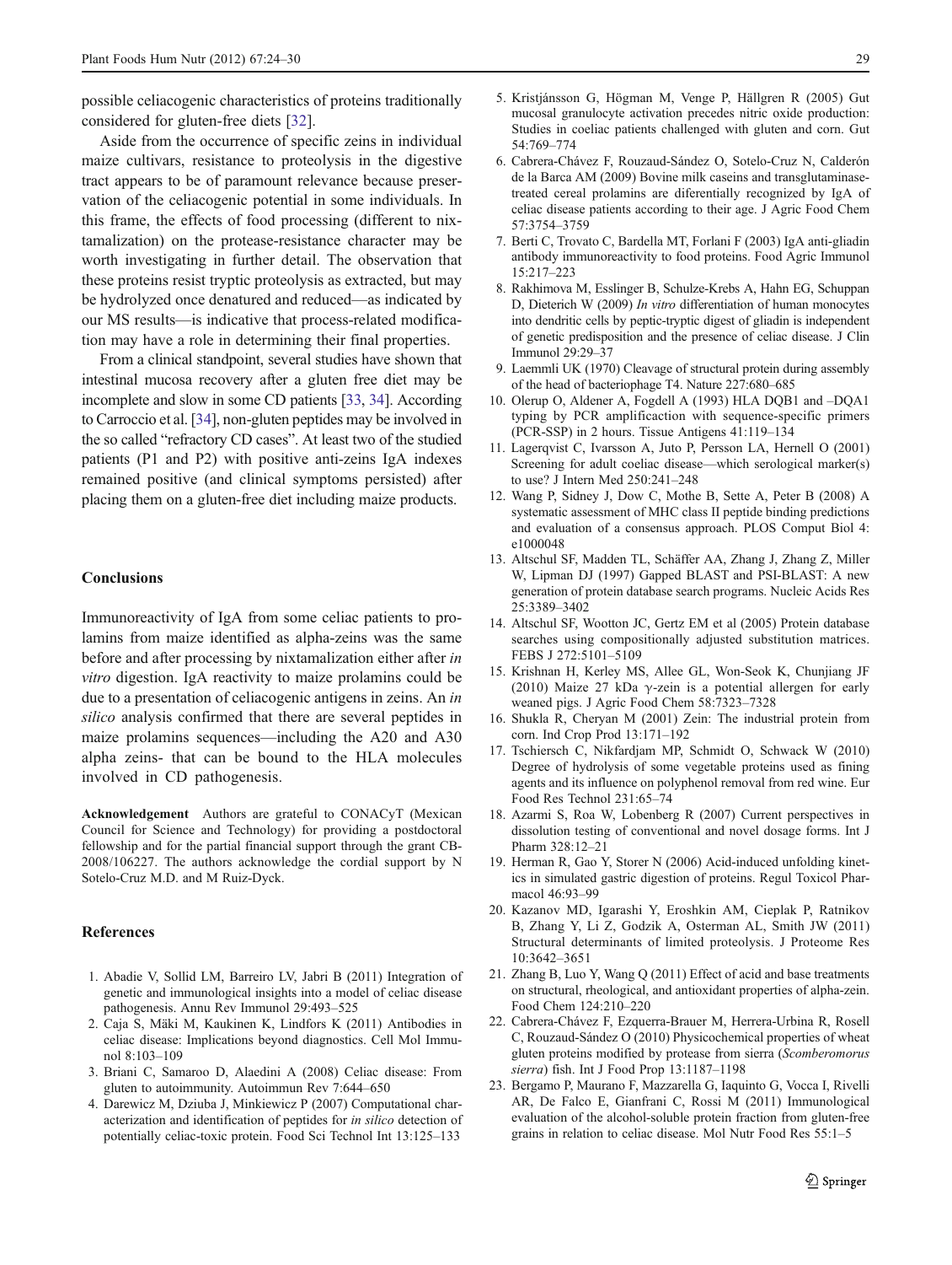possible celiacogenic characteristics of proteins traditionally considered for gluten-free diets [32].

Aside from the occurrence of specific zeins in individual maize cultivars, resistance to proteolysis in the digestive tract appears to be of paramount relevance because preservation of the celiacogenic potential in some individuals. In this frame, the effects of food processing (different to nixtamalization) on the protease-resistance character may be worth investigating in further detail. The observation that these proteins resist tryptic proteolysis as extracted, but may be hydrolyzed once denatured and reduced—as indicated by our MS results—is indicative that process-related modification may have a role in determining their final properties.

From a clinical standpoint, several studies have shown that intestinal mucosa recovery after a gluten free diet may be incomplete and slow in some CD patients [33, 34]. According to Carroccio et al. [34], non-gluten peptides may be involved in the so called "refractory CD cases". At least two of the studied patients (P1 and P2) with positive anti-zeins IgA indexes remained positive (and clinical symptoms persisted) after placing them on a gluten-free diet including maize products.

## Conclusions

Immunoreactivity of IgA from some celiac patients to prolamins from maize identified as alpha-zeins was the same before and after processing by nixtamalization either after *in vitro* digestion. IgA reactivity to maize prolamins could be due to a presentation of celiacogenic antigens in zeins. An *in silico* analysis confirmed that there are several peptides in maize prolamins sequences—including the A20 and A30 alpha zeins- that can be bound to the HLA molecules involved in CD pathogenesis.

**Acknowledgement** Authors are grateful to CONACyT (Mexican Council for Science and Technology) for providing a postdoctoral fellowship and for the partial financial support through the grant CB-2008/106227. The authors acknowledge the cordial support by N Sotelo-Cruz M.D. and M Ruiz-Dyck.

## References

1. Abadie V, Sollid LM, Barreiro LV, Jabri B (2011) Integration of genetic and immunological insights into a model of celiac disease pathogenesis. Annu Rev Immunol 29:493–525
2. Caja S, Mäki M, Kaukinen K, Lindfors K (2011) Antibodies in celiac disease: Implications beyond diagnostics. Cell Mol Immunol 8:103–109
3. Briani C, Samaroo D, Alaedini A (2008) Celiac disease: From gluten to autoimmunity. Autoimmun Rev 7:644–650
4. Darewicz M, Dziuba J, Minkiewicz P (2007) Computational characterization and identification of peptides for *in silico* detection of potentially celiac-toxic protein. Food Sci Technol Int 13:125–133
5. Kristjánsson G, Högman M, Venge P, Hällgren R (2005) Gut mucosal granulocyte activation precedes nitric oxide production: Studies in coeliac patients challenged with gluten and corn. Gut 54:769–774
6. Cabrera-Chávez F, Rouzaud-Sández O, Sotelo-Cruz N, Calderón de la Barca AM (2009) Bovine milk caseins and transglutaminase-treated cereal prolamins are diferentially recognized by IgA of celiac disease patients according to their age. J Agric Food Chem 57:3754–3759
7. Berti C, Trovato C, Bardella MT, Forlani F (2003) IgA anti-gliadin antibody immunoreactivity to food proteins. Food Agric Immunol 15:217–223
8. Rakhimova M, Esslinger B, Schulze-Krebs A, Hahn EG, Schuppan D, Dieterich W (2009) *In vitro* differentiation of human monocytes into dendritic cells by peptic-tryptic digest of gliadin is independent of genetic predisposition and the presence of celiac disease. J Clin Immunol 29:29–37
9. Laemmli UK (1970) Cleavage of structural protein during assembly of the head of bacteriophage T4. Nature 227:680–685
10. Olerup O, Aldener A, Fogdell A (1993) HLA DQB1 and –DQA1 typing by PCR amplificaction with sequence-specific primers (PCR-SSP) in 2 hours. Tissue Antigens 41:119–134
11. Lagerqvist C, Ivarsson A, Juto P, Persson LA, Hernell O (2001) Screening for adult coeliac disease—which serological marker(s) to use? J Intern Med 250:241–248
12. Wang P, Sidney J, Dow C, Mothe B, Sette A, Peter B (2008) A systematic assessment of MHC class II peptide binding predictions and evaluation of a consensus approach. PLOS Comput Biol 4: e1000048
13. Altschul SF, Madden TL, Schäffer AA, Zhang J, Zhang Z, Miller W, Lipman DJ (1997) Gapped BLAST and PSI-BLAST: A new generation of protein database search programs. Nucleic Acids Res 25:3389–3402
14. Altschul SF, Wootton JC, Gertz EM et al (2005) Protein database searches using compositionally adjusted substitution matrices. FEBS J 272:5101–5109
15. Krishnan H, Kerley MS, Allee GL, Won-Seok K, Chunjiang JF (2010) Maize 27 kDa γ-zein is a potential allergen for early weaned pigs. J Agric Food Chem 58:7323–7328
16. Shukla R, Cheryan M (2001) Zein: The industrial protein from corn. Ind Crop Prod 13:171–192
17. Tschiersch C, Nikfardjam MP, Schmidt O, Schwack W (2010) Degree of hydrolysis of some vegetable proteins used as fining agents and its influence on polyphenol removal from red wine. Eur Food Res Technol 231:65–74
18. Azarmi S, Roa W, Lobenberg R (2007) Current perspectives in dissolution testing of conventional and novel dosage forms. Int J Pharm 328:12–21
19. Herman R, Gao Y, Storer N (2006) Acid-induced unfolding kinetics in simulated gastric digestion of proteins. Regul Toxicol Pharmacol 46:93–99
20. Kazanov MD, Igarashi Y, Eroshkin AM, Cieplak P, Ratnikov B, Zhang Y, Li Z, Godzik A, Osterman AL, Smith JW (2011) Structural determinants of limited proteolysis. J Proteome Res 10:3642–3651
21. Zhang B, Luo Y, Wang Q (2011) Effect of acid and base treatments on structural, rheological, and antioxidant properties of alpha-zein. Food Chem 124:210–220
22. Cabrera-Chávez F, Ezquerra-Brauer M, Herrera-Urbina R, Rosell C, Rouzaud-Sández O (2010) Physicochemical properties of wheat gluten proteins modified by protease from sierra (*Scomberomorus sierra*) fish. Int J Food Prop 13:1187–1198
23. Bergamo P, Maurano F, Mazzarella G, Iaquinto G, Vocca I, Rivelli AR, De Falco E, Gianfrani C, Rossi M (2011) Immunological evaluation of the alcohol-soluble protein fraction from gluten-free grains in relation to celiac disease. Mol Nutr Food Res 55:1–5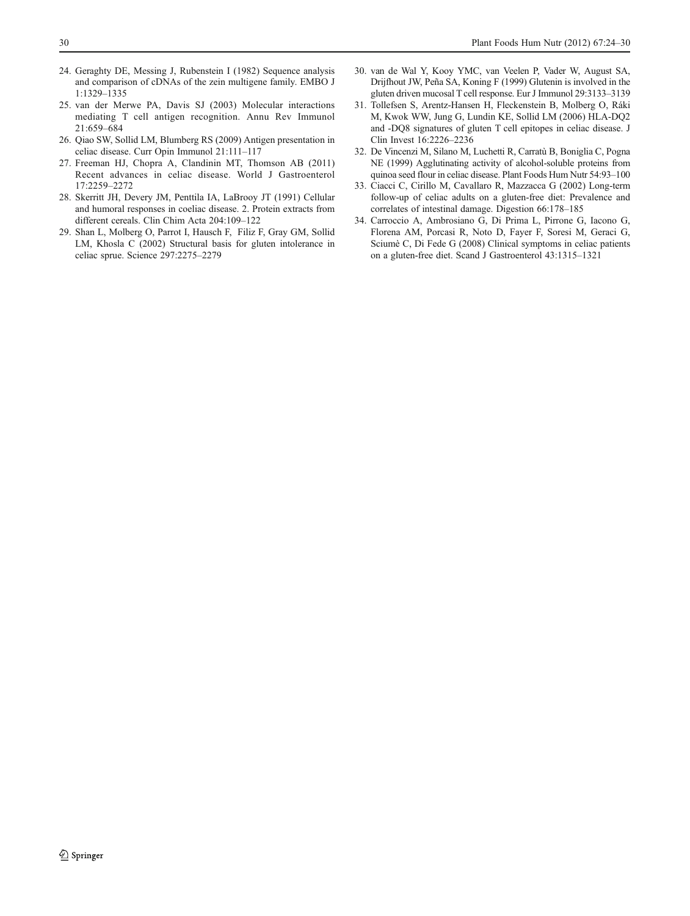24. Geraghty DE, Messing J, Rubenstein I (1982) Sequence analysis and comparison of cDNAs of the zein multigene family. EMBO J 1:1329–1335
25. van der Merwe PA, Davis SJ (2003) Molecular interactions mediating T cell antigen recognition. Annu Rev Immunol 21:659–684
26. Qiao SW, Sollid LM, Blumberg RS (2009) Antigen presentation in celiac disease. Curr Opin Immunol 21:111–117
27. Freeman HJ, Chopra A, Clandinin MT, Thomson AB (2011) Recent advances in celiac disease. World J Gastroenterol 17:2259–2272
28. Skerritt JH, Devery JM, Penttila IA, LaBrooy JT (1991) Cellular and humoral responses in coeliac disease. 2. Protein extracts from different cereals. Clin Chim Acta 204:109–122
29. Shan L, Molberg O, Parrot I, Hausch F, Filiz F, Gray GM, Sollid LM, Khosla C (2002) Structural basis for gluten intolerance in celiac sprue. Science 297:2275–2279
30. van de Wal Y, Kooy YMC, van Veelen P, Vader W, August SA, Drijfhout JW, Peña SA, Koning F (1999) Glutenin is involved in the gluten driven mucosal T cell response. Eur J Immunol 29:3133–3139
31. Tollefsen S, Arentz-Hansen H, Fleckenstein B, Molberg O, Ráki M, Kwok WW, Jung G, Lundin KE, Sollid LM (2006) HLA-DQ2 and -DQ8 signatures of gluten T cell epitopes in celiac disease. J Clin Invest 16:2226–2236
32. De Vincenzi M, Silano M, Luchetti R, Carratù B, Boniglia C, Pogna NE (1999) Agglutinating activity of alcohol-soluble proteins from quinoa seed flour in celiac disease. Plant Foods Hum Nutr 54:93–100
33. Ciacci C, Cirillo M, Cavallaro R, Mazzacca G (2002) Long-term follow-up of celiac adults on a gluten-free diet: Prevalence and correlates of intestinal damage. Digestion 66:178–185
34. Carroccio A, Ambrosiano G, Di Prima L, Pirrone G, Iacono G, Florena AM, Porcasi R, Noto D, Fayer F, Soresi M, Geraci G, Sciumè C, Di Fede G (2008) Clinical symptoms in celiac patients on a gluten-free diet. Scand J Gastroenterol 43:1315–1321